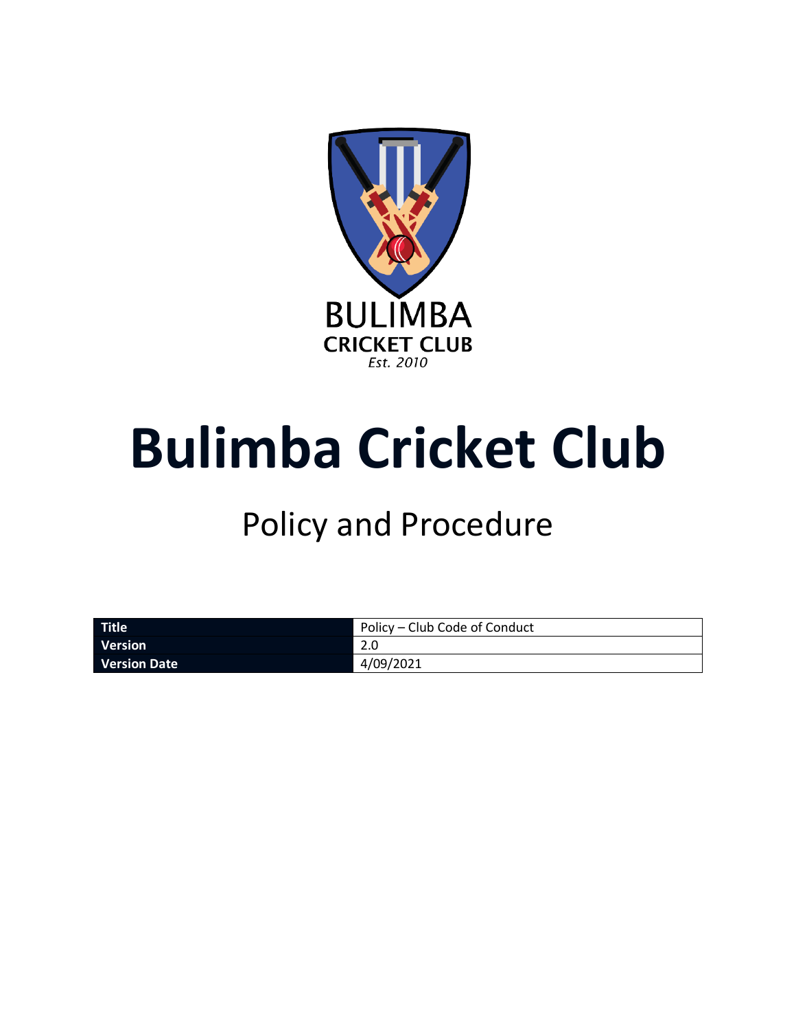BULIMBA
CRICKET CLUB
*Est. 2010*

# Bulimba Cricket Club

## Policy and Procedure

| **Title** | Policy – Club Code of Conduct |
|---|---|
| **Version** | 2.0 |
| **Version Date** | 4/09/2021 |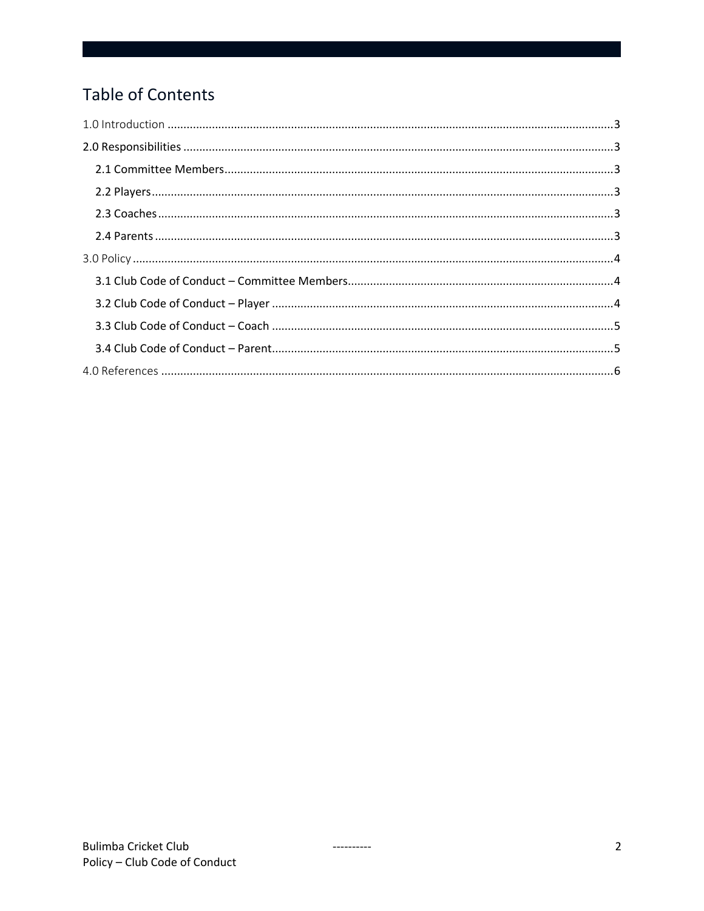## Table of Contents

1.0 Introduction ..... 3

2.0 Responsibilities ..... 3

- 2.1 Committee Members ..... 3
- 2.2 Players ..... 3
- 2.3 Coaches ..... 3
- 2.4 Parents ..... 3

3.0 Policy ..... 4

- 3.1 Club Code of Conduct – Committee Members ..... 4
- 3.2 Club Code of Conduct – Player ..... 4
- 3.3 Club Code of Conduct – Coach ..... 5
- 3.4 Club Code of Conduct – Parent ..... 5

4.0 References ..... 6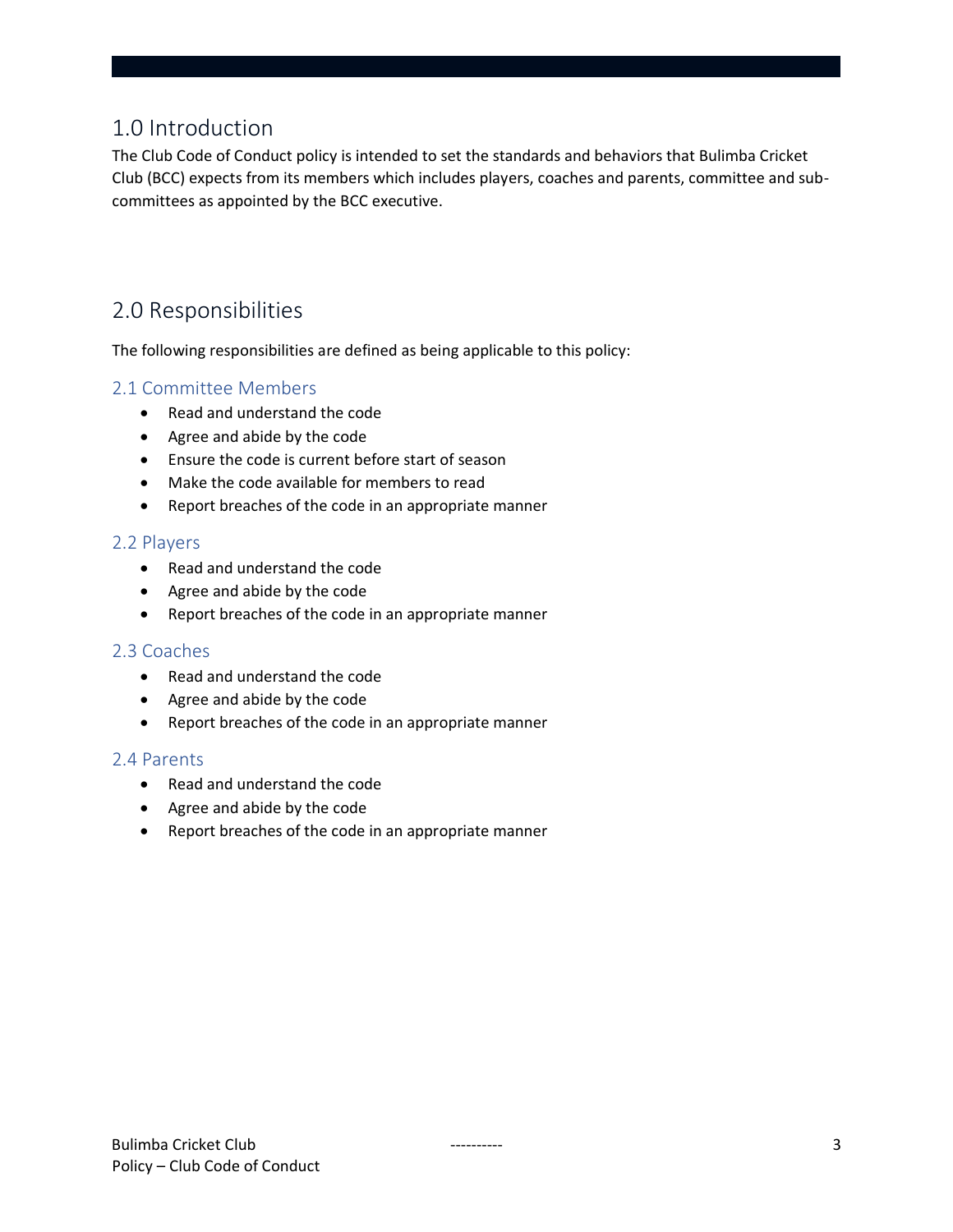# 1.0 Introduction

The Club Code of Conduct policy is intended to set the standards and behaviors that Bulimba Cricket Club (BCC) expects from its members which includes players, coaches and parents, committee and sub-committees as appointed by the BCC executive.

# 2.0 Responsibilities

The following responsibilities are defined as being applicable to this policy:

## 2.1 Committee Members

- Read and understand the code
- Agree and abide by the code
- Ensure the code is current before start of season
- Make the code available for members to read
- Report breaches of the code in an appropriate manner

## 2.2 Players

- Read and understand the code
- Agree and abide by the code
- Report breaches of the code in an appropriate manner

## 2.3 Coaches

- Read and understand the code
- Agree and abide by the code
- Report breaches of the code in an appropriate manner

## 2.4 Parents

- Read and understand the code
- Agree and abide by the code
- Report breaches of the code in an appropriate manner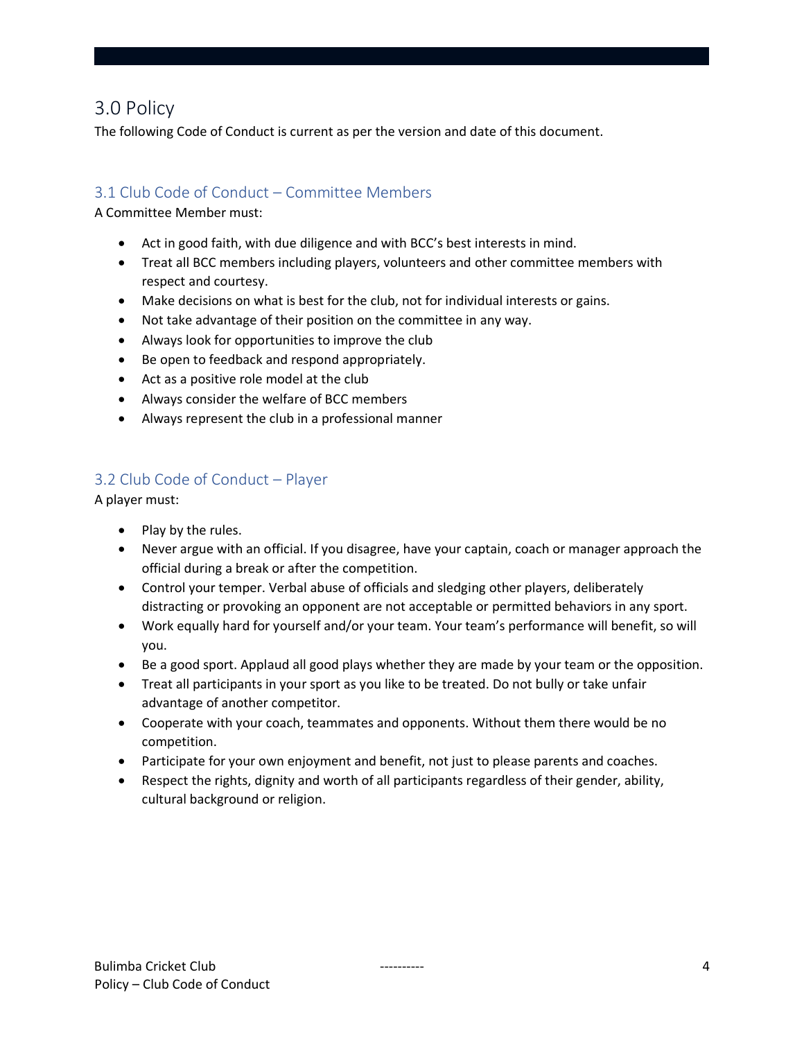# 3.0 Policy

The following Code of Conduct is current as per the version and date of this document.

## 3.1 Club Code of Conduct – Committee Members

A Committee Member must:

- Act in good faith, with due diligence and with BCC's best interests in mind.
- Treat all BCC members including players, volunteers and other committee members with respect and courtesy.
- Make decisions on what is best for the club, not for individual interests or gains.
- Not take advantage of their position on the committee in any way.
- Always look for opportunities to improve the club
- Be open to feedback and respond appropriately.
- Act as a positive role model at the club
- Always consider the welfare of BCC members
- Always represent the club in a professional manner

## 3.2 Club Code of Conduct – Player

A player must:

- Play by the rules.
- Never argue with an official. If you disagree, have your captain, coach or manager approach the official during a break or after the competition.
- Control your temper. Verbal abuse of officials and sledging other players, deliberately distracting or provoking an opponent are not acceptable or permitted behaviors in any sport.
- Work equally hard for yourself and/or your team. Your team's performance will benefit, so will you.
- Be a good sport. Applaud all good plays whether they are made by your team or the opposition.
- Treat all participants in your sport as you like to be treated. Do not bully or take unfair advantage of another competitor.
- Cooperate with your coach, teammates and opponents. Without them there would be no competition.
- Participate for your own enjoyment and benefit, not just to please parents and coaches.
- Respect the rights, dignity and worth of all participants regardless of their gender, ability, cultural background or religion.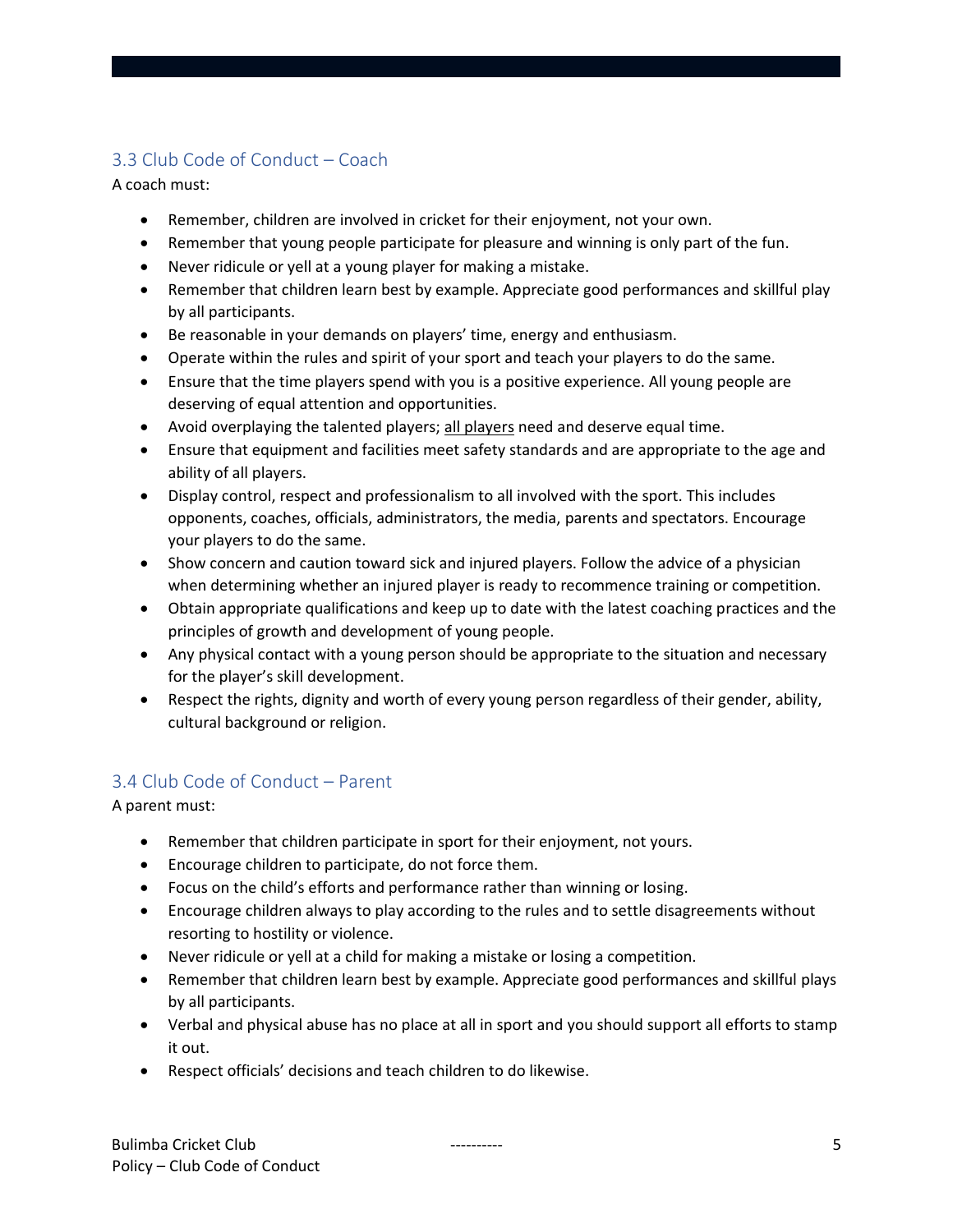## 3.3 Club Code of Conduct – Coach

A coach must:

- Remember, children are involved in cricket for their enjoyment, not your own.
- Remember that young people participate for pleasure and winning is only part of the fun.
- Never ridicule or yell at a young player for making a mistake.
- Remember that children learn best by example. Appreciate good performances and skillful play by all participants.
- Be reasonable in your demands on players' time, energy and enthusiasm.
- Operate within the rules and spirit of your sport and teach your players to do the same.
- Ensure that the time players spend with you is a positive experience. All young people are deserving of equal attention and opportunities.
- Avoid overplaying the talented players; <u>all players</u> need and deserve equal time.
- Ensure that equipment and facilities meet safety standards and are appropriate to the age and ability of all players.
- Display control, respect and professionalism to all involved with the sport. This includes opponents, coaches, officials, administrators, the media, parents and spectators. Encourage your players to do the same.
- Show concern and caution toward sick and injured players. Follow the advice of a physician when determining whether an injured player is ready to recommence training or competition.
- Obtain appropriate qualifications and keep up to date with the latest coaching practices and the principles of growth and development of young people.
- Any physical contact with a young person should be appropriate to the situation and necessary for the player's skill development.
- Respect the rights, dignity and worth of every young person regardless of their gender, ability, cultural background or religion.

## 3.4 Club Code of Conduct – Parent

A parent must:

- Remember that children participate in sport for their enjoyment, not yours.
- Encourage children to participate, do not force them.
- Focus on the child's efforts and performance rather than winning or losing.
- Encourage children always to play according to the rules and to settle disagreements without resorting to hostility or violence.
- Never ridicule or yell at a child for making a mistake or losing a competition.
- Remember that children learn best by example. Appreciate good performances and skillful plays by all participants.
- Verbal and physical abuse has no place at all in sport and you should support all efforts to stamp it out.
- Respect officials' decisions and teach children to do likewise.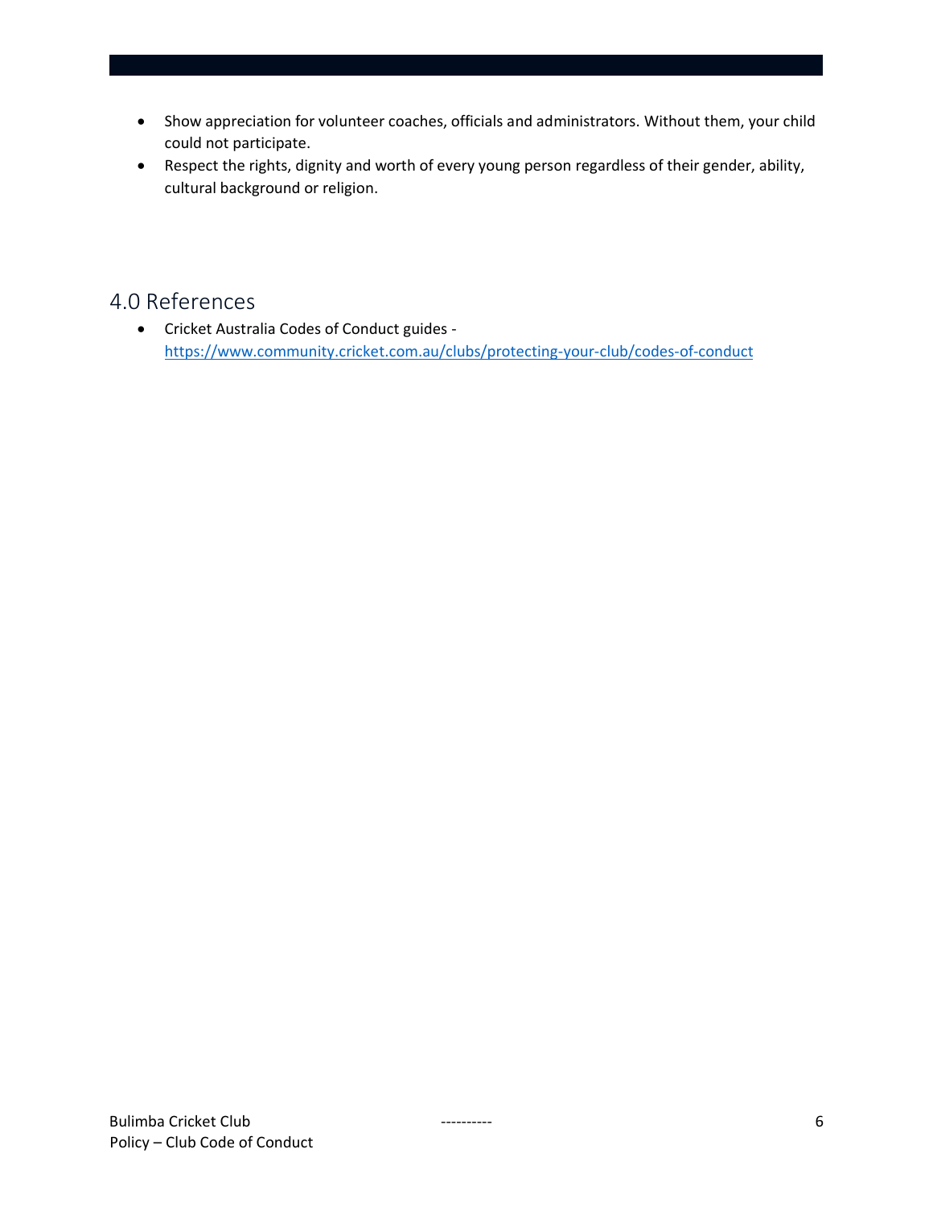- Show appreciation for volunteer coaches, officials and administrators. Without them, your child could not participate.
- Respect the rights, dignity and worth of every young person regardless of their gender, ability, cultural background or religion.

## 4.0 References

- Cricket Australia Codes of Conduct guides - [https://www.community.cricket.com.au/clubs/protecting-your-club/codes-of-conduct](https://www.community.cricket.com.au/clubs/protecting-your-club/codes-of-conduct)